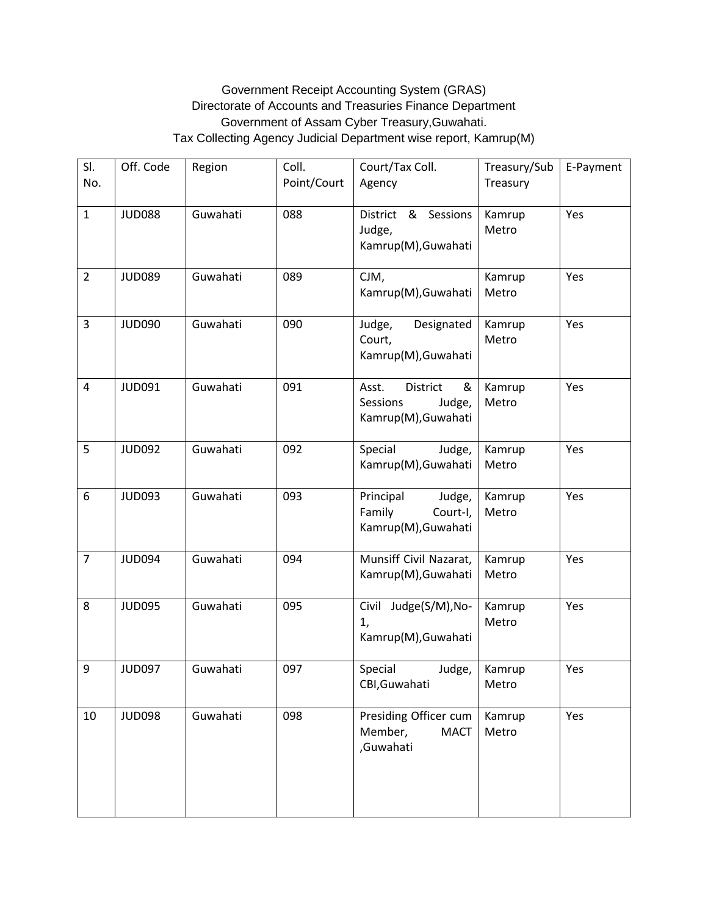Government Receipt Accounting System (GRAS)
Directorate of Accounts and Treasuries Finance Department
Government of Assam Cyber Treasury,Guwahati.
Tax Collecting Agency Judicial Department wise report, Kamrup(M)

| Sl. No. | Off. Code | Region | Coll. Point/Court | Court/Tax Coll. Agency | Treasury/Sub Treasury | E-Payment |
|---|---|---|---|---|---|---|
| 1 | JUD088 | Guwahati | 088 | District & Sessions Judge, Kamrup(M),Guwahati | Kamrup Metro | Yes |
| 2 | JUD089 | Guwahati | 089 | CJM, Kamrup(M),Guwahati | Kamrup Metro | Yes |
| 3 | JUD090 | Guwahati | 090 | Judge, Designated Court, Kamrup(M),Guwahati | Kamrup Metro | Yes |
| 4 | JUD091 | Guwahati | 091 | Asst. District & Sessions Judge, Kamrup(M),Guwahati | Kamrup Metro | Yes |
| 5 | JUD092 | Guwahati | 092 | Special Judge, Kamrup(M),Guwahati | Kamrup Metro | Yes |
| 6 | JUD093 | Guwahati | 093 | Principal Judge, Family Court-I, Kamrup(M),Guwahati | Kamrup Metro | Yes |
| 7 | JUD094 | Guwahati | 094 | Munsiff Civil Nazarat, Kamrup(M),Guwahati | Kamrup Metro | Yes |
| 8 | JUD095 | Guwahati | 095 | Civil Judge(S/M),No-1, Kamrup(M),Guwahati | Kamrup Metro | Yes |
| 9 | JUD097 | Guwahati | 097 | Special Judge, CBI,Guwahati | Kamrup Metro | Yes |
| 10 | JUD098 | Guwahati | 098 | Presiding Officer cum Member, MACT ,Guwahati | Kamrup Metro | Yes |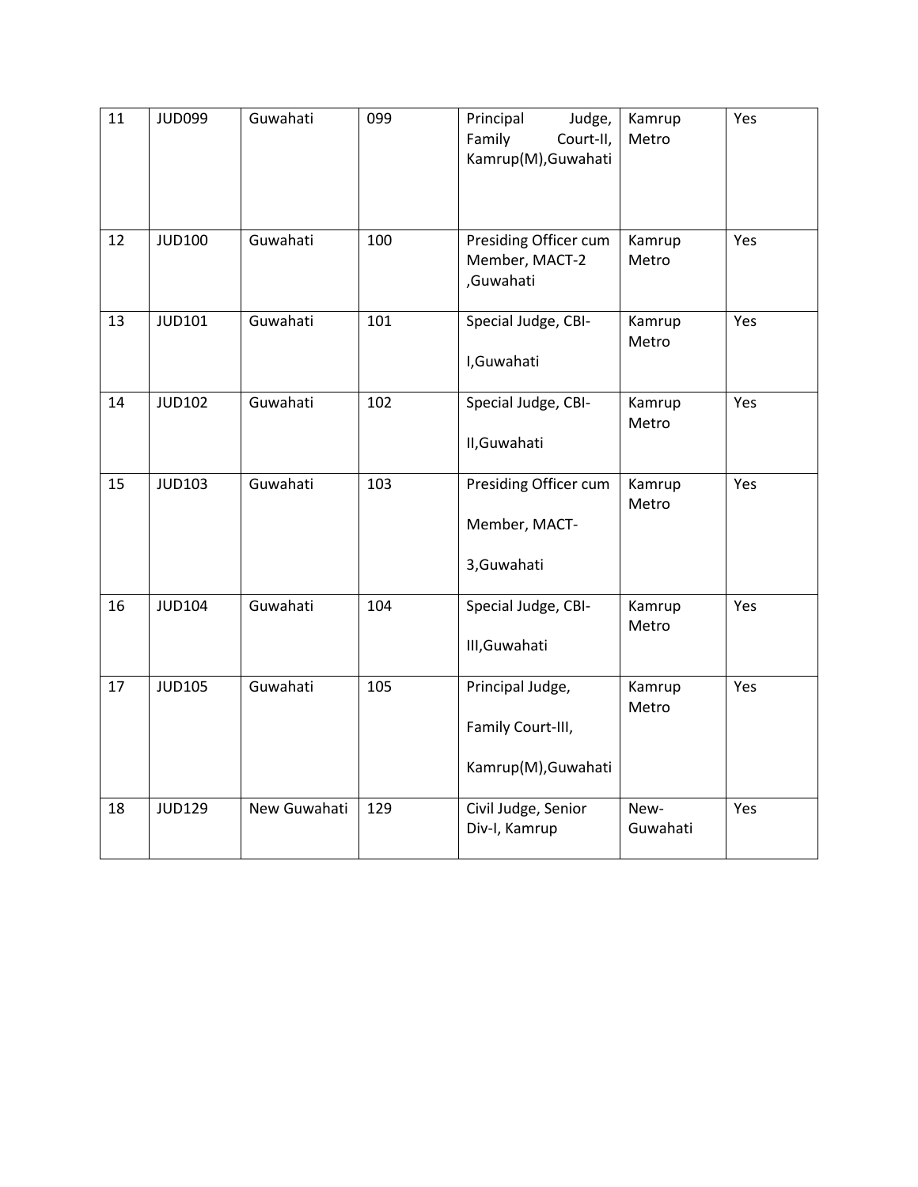| | | | | | | |
|---|---|---|---|---|---|---|
| 11 | JUD099 | Guwahati | 099 | Principal Judge, Family Court-II, Kamrup(M),Guwahati | Kamrup Metro | Yes |
| 12 | JUD100 | Guwahati | 100 | Presiding Officer cum Member, MACT-2 ,Guwahati | Kamrup Metro | Yes |
| 13 | JUD101 | Guwahati | 101 | Special Judge, CBI-I,Guwahati | Kamrup Metro | Yes |
| 14 | JUD102 | Guwahati | 102 | Special Judge, CBI-II,Guwahati | Kamrup Metro | Yes |
| 15 | JUD103 | Guwahati | 103 | Presiding Officer cum Member, MACT-3,Guwahati | Kamrup Metro | Yes |
| 16 | JUD104 | Guwahati | 104 | Special Judge, CBI-III,Guwahati | Kamrup Metro | Yes |
| 17 | JUD105 | Guwahati | 105 | Principal Judge, Family Court-III, Kamrup(M),Guwahati | Kamrup Metro | Yes |
| 18 | JUD129 | New Guwahati | 129 | Civil Judge, Senior Div-I, Kamrup | New-Guwahati | Yes |